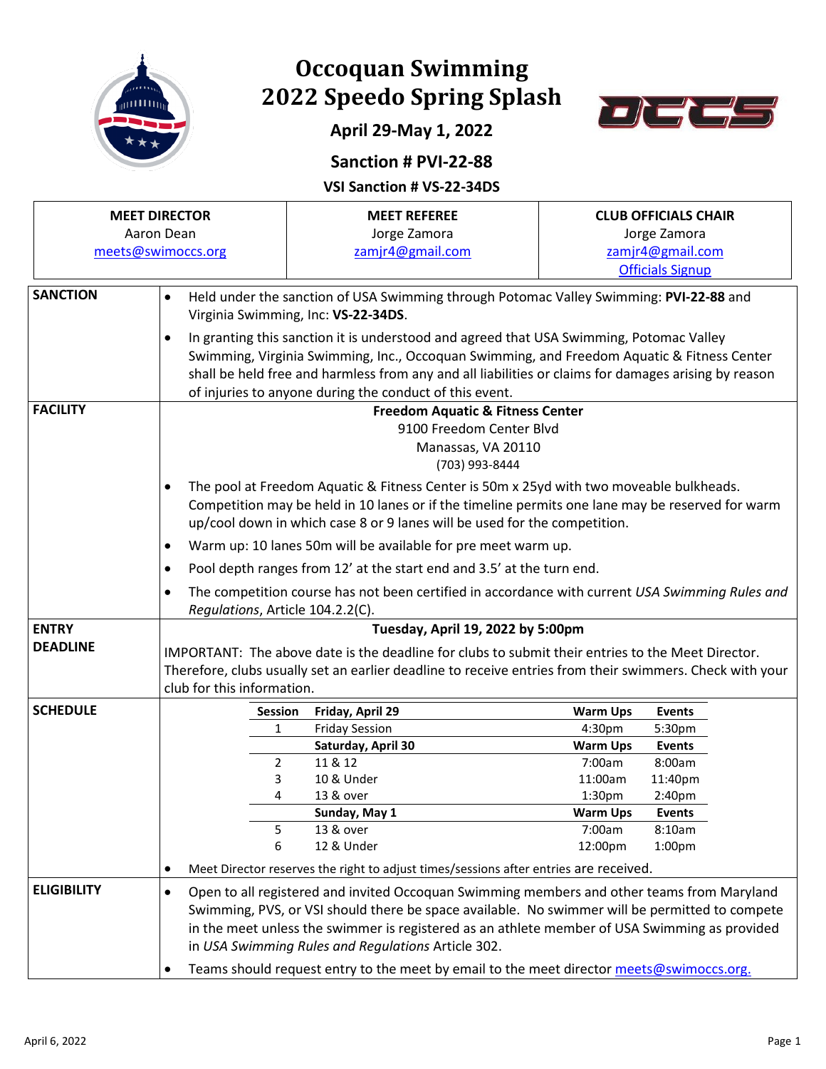# Occoquan Swimming
# 2022 Speedo Spring Splash

### April 29-May 1, 2022

### Sanction # PVI-22-88

**VSI Sanction # VS-22-34DS**

| MEET DIRECTOR | MEET REFEREE | CLUB OFFICIALS CHAIR |
|---|---|---|
| Aaron Dean<br>meets@swimoccs.org | Jorge Zamora<br>zamjr4@gmail.com | Jorge Zamora<br>zamjr4@gmail.com<br>Officials Signup |

**SANCTION**

- Held under the sanction of USA Swimming through Potomac Valley Swimming: **PVI-22-88** and Virginia Swimming, Inc: **VS-22-34DS**.
- In granting this sanction it is understood and agreed that USA Swimming, Potomac Valley Swimming, Virginia Swimming, Inc., Occoquan Swimming, and Freedom Aquatic & Fitness Center shall be held free and harmless from any and all liabilities or claims for damages arising by reason of injuries to anyone during the conduct of this event.

**FACILITY**

**Freedom Aquatic & Fitness Center**
9100 Freedom Center Blvd
Manassas, VA 20110
(703) 993-8444

- The pool at Freedom Aquatic & Fitness Center is 50m x 25yd with two moveable bulkheads. Competition may be held in 10 lanes or if the timeline permits one lane may be reserved for warm up/cool down in which case 8 or 9 lanes will be used for the competition.
- Warm up: 10 lanes 50m will be available for pre meet warm up.
- Pool depth ranges from 12' at the start end and 3.5' at the turn end.
- The competition course has not been certified in accordance with current *USA Swimming Rules and Regulations*, Article 104.2.2(C).

**ENTRY DEADLINE**

**Tuesday, April 19, 2022 by 5:00pm**

IMPORTANT: The above date is the deadline for clubs to submit their entries to the Meet Director. Therefore, clubs usually set an earlier deadline to receive entries from their swimmers. Check with your club for this information.

**SCHEDULE**

| Session | Friday, April 29 | Warm Ups | Events |
|---|---|---|---|
| 1 | Friday Session | 4:30pm | 5:30pm |
| | **Saturday, April 30** | **Warm Ups** | **Events** |
| 2 | 11 & 12 | 7:00am | 8:00am |
| 3 | 10 & Under | 11:00am | 11:40pm |
| 4 | 13 & over | 1:30pm | 2:40pm |
| | **Sunday, May 1** | **Warm Ups** | **Events** |
| 5 | 13 & over | 7:00am | 8:10am |
| 6 | 12 & Under | 12:00pm | 1:00pm |

- Meet Director reserves the right to adjust times/sessions after entries are received.

**ELIGIBILITY**

- Open to all registered and invited Occoquan Swimming members and other teams from Maryland Swimming, PVS, or VSI should there be space available. No swimmer will be permitted to compete in the meet unless the swimmer is registered as an athlete member of USA Swimming as provided in *USA Swimming Rules and Regulations* Article 302.
- Teams should request entry to the meet by email to the meet director meets@swimoccs.org.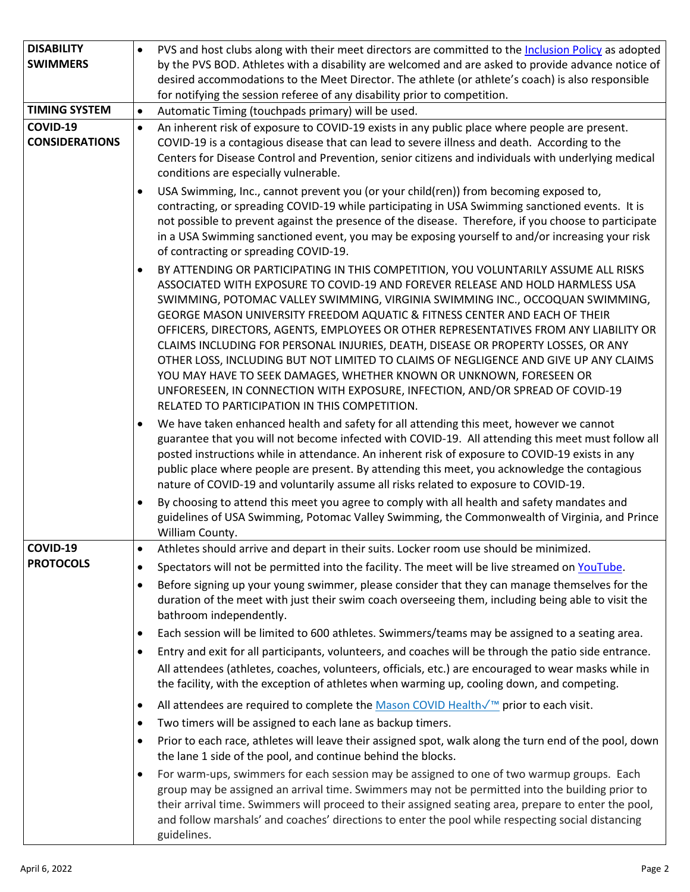| | |
|---|---|
| **DISABILITY SWIMMERS** | • PVS and host clubs along with their meet directors are committed to the Inclusion Policy as adopted by the PVS BOD. Athletes with a disability are welcomed and are asked to provide advance notice of desired accommodations to the Meet Director. The athlete (or athlete's coach) is also responsible for notifying the session referee of any disability prior to competition. |
| **TIMING SYSTEM** | • Automatic Timing (touchpads primary) will be used. |
| **COVID-19 CONSIDERATIONS** | • An inherent risk of exposure to COVID-19 exists in any public place where people are present. COVID-19 is a contagious disease that can lead to severe illness and death. According to the Centers for Disease Control and Prevention, senior citizens and individuals with underlying medical conditions are especially vulnerable.<br>• USA Swimming, Inc., cannot prevent you (or your child(ren)) from becoming exposed to, contracting, or spreading COVID-19 while participating in USA Swimming sanctioned events. It is not possible to prevent against the presence of the disease. Therefore, if you choose to participate in a USA Swimming sanctioned event, you may be exposing yourself to and/or increasing your risk of contracting or spreading COVID-19.<br>• BY ATTENDING OR PARTICIPATING IN THIS COMPETITION, YOU VOLUNTARILY ASSUME ALL RISKS ASSOCIATED WITH EXPOSURE TO COVID-19 AND FOREVER RELEASE AND HOLD HARMLESS USA SWIMMING, POTOMAC VALLEY SWIMMING, VIRGINIA SWIMMING INC., OCCOQUAN SWIMMING, GEORGE MASON UNIVERSITY FREEDOM AQUATIC & FITNESS CENTER AND EACH OF THEIR OFFICERS, DIRECTORS, AGENTS, EMPLOYEES OR OTHER REPRESENTATIVES FROM ANY LIABILITY OR CLAIMS INCLUDING FOR PERSONAL INJURIES, DEATH, DISEASE OR PROPERTY LOSSES, OR ANY OTHER LOSS, INCLUDING BUT NOT LIMITED TO CLAIMS OF NEGLIGENCE AND GIVE UP ANY CLAIMS YOU MAY HAVE TO SEEK DAMAGES, WHETHER KNOWN OR UNKNOWN, FORESEEN OR UNFORESEEN, IN CONNECTION WITH EXPOSURE, INFECTION, AND/OR SPREAD OF COVID-19 RELATED TO PARTICIPATION IN THIS COMPETITION.<br>• We have taken enhanced health and safety for all attending this meet, however we cannot guarantee that you will not become infected with COVID-19. All attending this meet must follow all posted instructions while in attendance. An inherent risk of exposure to COVID-19 exists in any public place where people are present. By attending this meet, you acknowledge the contagious nature of COVID-19 and voluntarily assume all risks related to exposure to COVID-19.<br>• By choosing to attend this meet you agree to comply with all health and safety mandates and guidelines of USA Swimming, Potomac Valley Swimming, the Commonwealth of Virginia, and Prince William County. |
| **COVID-19 PROTOCOLS** | • Athletes should arrive and depart in their suits. Locker room use should be minimized.<br>• Spectators will not be permitted into the facility. The meet will be live streamed on YouTube.<br>• Before signing up your young swimmer, please consider that they can manage themselves for the duration of the meet with just their swim coach overseeing them, including being able to visit the bathroom independently.<br>• Each session will be limited to 600 athletes. Swimmers/teams may be assigned to a seating area.<br>• Entry and exit for all participants, volunteers, and coaches will be through the patio side entrance. All attendees (athletes, coaches, volunteers, officials, etc.) are encouraged to wear masks while in the facility, with the exception of athletes when warming up, cooling down, and competing.<br>• All attendees are required to complete the Mason COVID Health✓™ prior to each visit.<br>• Two timers will be assigned to each lane as backup timers.<br>• Prior to each race, athletes will leave their assigned spot, walk along the turn end of the pool, down the lane 1 side of the pool, and continue behind the blocks.<br>• For warm-ups, swimmers for each session may be assigned to one of two warmup groups. Each group may be assigned an arrival time. Swimmers may not be permitted into the building prior to their arrival time. Swimmers will proceed to their assigned seating area, prepare to enter the pool, and follow marshals' and coaches' directions to enter the pool while respecting social distancing guidelines. |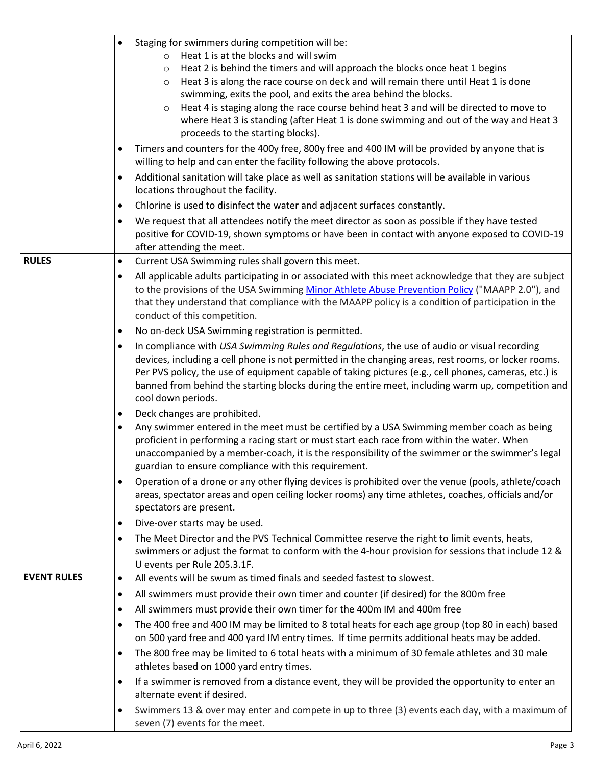| | |
|---|---|
| | • Staging for swimmers during competition will be:<br>  ○ Heat 1 is at the blocks and will swim<br>  ○ Heat 2 is behind the timers and will approach the blocks once heat 1 begins<br>  ○ Heat 3 is along the race course on deck and will remain there until Heat 1 is done swimming, exits the pool, and exits the area behind the blocks.<br>  ○ Heat 4 is staging along the race course behind heat 3 and will be directed to move to where Heat 3 is standing (after Heat 1 is done swimming and out of the way and Heat 3 proceeds to the starting blocks).<br>• Timers and counters for the 400y free, 800y free and 400 IM will be provided by anyone that is willing to help and can enter the facility following the above protocols.<br>• Additional sanitation will take place as well as sanitation stations will be available in various locations throughout the facility.<br>• Chlorine is used to disinfect the water and adjacent surfaces constantly.<br>• We request that all attendees notify the meet director as soon as possible if they have tested positive for COVID-19, shown symptoms or have been in contact with anyone exposed to COVID-19 after attending the meet. |
| **RULES** | • Current USA Swimming rules shall govern this meet.<br>• All applicable adults participating in or associated with this meet acknowledge that they are subject to the provisions of the USA Swimming Minor Athlete Abuse Prevention Policy ("MAAPP 2.0"), and that they understand that compliance with the MAAPP policy is a condition of participation in the conduct of this competition.<br>• No on-deck USA Swimming registration is permitted.<br>• In compliance with *USA Swimming Rules and Regulations*, the use of audio or visual recording devices, including a cell phone is not permitted in the changing areas, rest rooms, or locker rooms. Per PVS policy, the use of equipment capable of taking pictures (e.g., cell phones, cameras, etc.) is banned from behind the starting blocks during the entire meet, including warm up, competition and cool down periods.<br>• Deck changes are prohibited.<br>• Any swimmer entered in the meet must be certified by a USA Swimming member coach as being proficient in performing a racing start or must start each race from within the water. When unaccompanied by a member-coach, it is the responsibility of the swimmer or the swimmer's legal guardian to ensure compliance with this requirement.<br>• Operation of a drone or any other flying devices is prohibited over the venue (pools, athlete/coach areas, spectator areas and open ceiling locker rooms) any time athletes, coaches, officials and/or spectators are present.<br>• Dive-over starts may be used.<br>• The Meet Director and the PVS Technical Committee reserve the right to limit events, heats, swimmers or adjust the format to conform with the 4-hour provision for sessions that include 12 & U events per Rule 205.3.1F. |
| **EVENT RULES** | • All events will be swum as timed finals and seeded fastest to slowest.<br>• All swimmers must provide their own timer and counter (if desired) for the 800m free<br>• All swimmers must provide their own timer for the 400m IM and 400m free<br>• The 400 free and 400 IM may be limited to 8 total heats for each age group (top 80 in each) based on 500 yard free and 400 yard IM entry times. If time permits additional heats may be added.<br>• The 800 free may be limited to 6 total heats with a minimum of 30 female athletes and 30 male athletes based on 1000 yard entry times.<br>• If a swimmer is removed from a distance event, they will be provided the opportunity to enter an alternate event if desired.<br>• Swimmers 13 & over may enter and compete in up to three (3) events each day, with a maximum of seven (7) events for the meet. |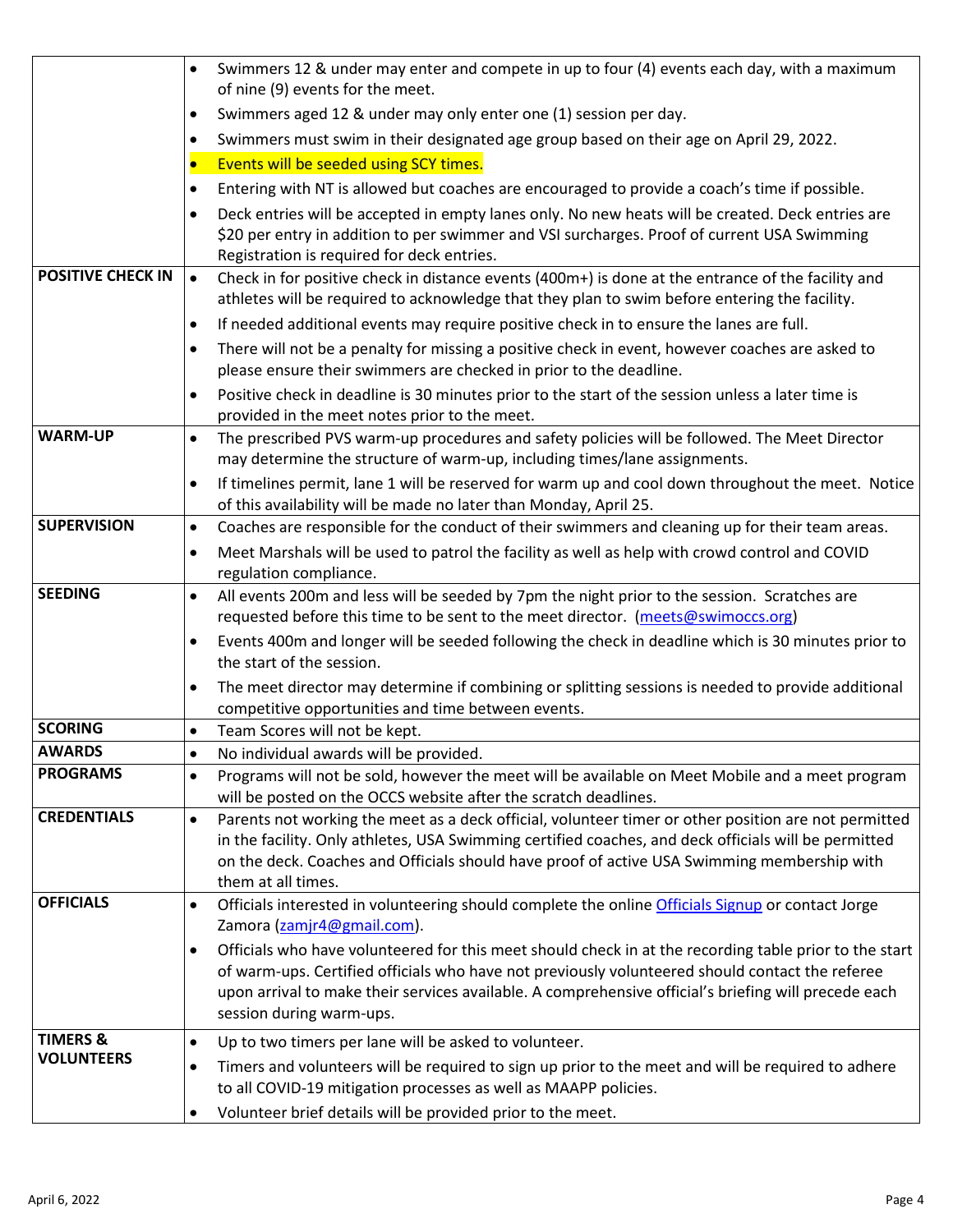| | |
|---|---|
| | • Swimmers 12 & under may enter and compete in up to four (4) events each day, with a maximum of nine (9) events for the meet.<br>• Swimmers aged 12 & under may only enter one (1) session per day.<br>• Swimmers must swim in their designated age group based on their age on April 29, 2022.<br>• Events will be seeded using SCY times.<br>• Entering with NT is allowed but coaches are encouraged to provide a coach's time if possible.<br>• Deck entries will be accepted in empty lanes only. No new heats will be created. Deck entries are $20 per entry in addition to per swimmer and VSI surcharges. Proof of current USA Swimming Registration is required for deck entries. |
| **POSITIVE CHECK IN** | • Check in for positive check in distance events (400m+) is done at the entrance of the facility and athletes will be required to acknowledge that they plan to swim before entering the facility.<br>• If needed additional events may require positive check in to ensure the lanes are full.<br>• There will not be a penalty for missing a positive check in event, however coaches are asked to please ensure their swimmers are checked in prior to the deadline.<br>• Positive check in deadline is 30 minutes prior to the start of the session unless a later time is provided in the meet notes prior to the meet. |
| **WARM-UP** | • The prescribed PVS warm-up procedures and safety policies will be followed. The Meet Director may determine the structure of warm-up, including times/lane assignments.<br>• If timelines permit, lane 1 will be reserved for warm up and cool down throughout the meet. Notice of this availability will be made no later than Monday, April 25. |
| **SUPERVISION** | • Coaches are responsible for the conduct of their swimmers and cleaning up for their team areas.<br>• Meet Marshals will be used to patrol the facility as well as help with crowd control and COVID regulation compliance. |
| **SEEDING** | • All events 200m and less will be seeded by 7pm the night prior to the session. Scratches are requested before this time to be sent to the meet director. (meets@swimoccs.org)<br>• Events 400m and longer will be seeded following the check in deadline which is 30 minutes prior to the start of the session.<br>• The meet director may determine if combining or splitting sessions is needed to provide additional competitive opportunities and time between events. |
| **SCORING** | • Team Scores will not be kept. |
| **AWARDS** | • No individual awards will be provided. |
| **PROGRAMS** | • Programs will not be sold, however the meet will be available on Meet Mobile and a meet program will be posted on the OCCS website after the scratch deadlines. |
| **CREDENTIALS** | • Parents not working the meet as a deck official, volunteer timer or other position are not permitted in the facility. Only athletes, USA Swimming certified coaches, and deck officials will be permitted on the deck. Coaches and Officials should have proof of active USA Swimming membership with them at all times. |
| **OFFICIALS** | • Officials interested in volunteering should complete the online Officials Signup or contact Jorge Zamora (zamjr4@gmail.com).<br>• Officials who have volunteered for this meet should check in at the recording table prior to the start of warm-ups. Certified officials who have not previously volunteered should contact the referee upon arrival to make their services available. A comprehensive official's briefing will precede each session during warm-ups. |
| **TIMERS & VOLUNTEERS** | • Up to two timers per lane will be asked to volunteer.<br>• Timers and volunteers will be required to sign up prior to the meet and will be required to adhere to all COVID-19 mitigation processes as well as MAAPP policies.<br>• Volunteer brief details will be provided prior to the meet. |

April 6, 2022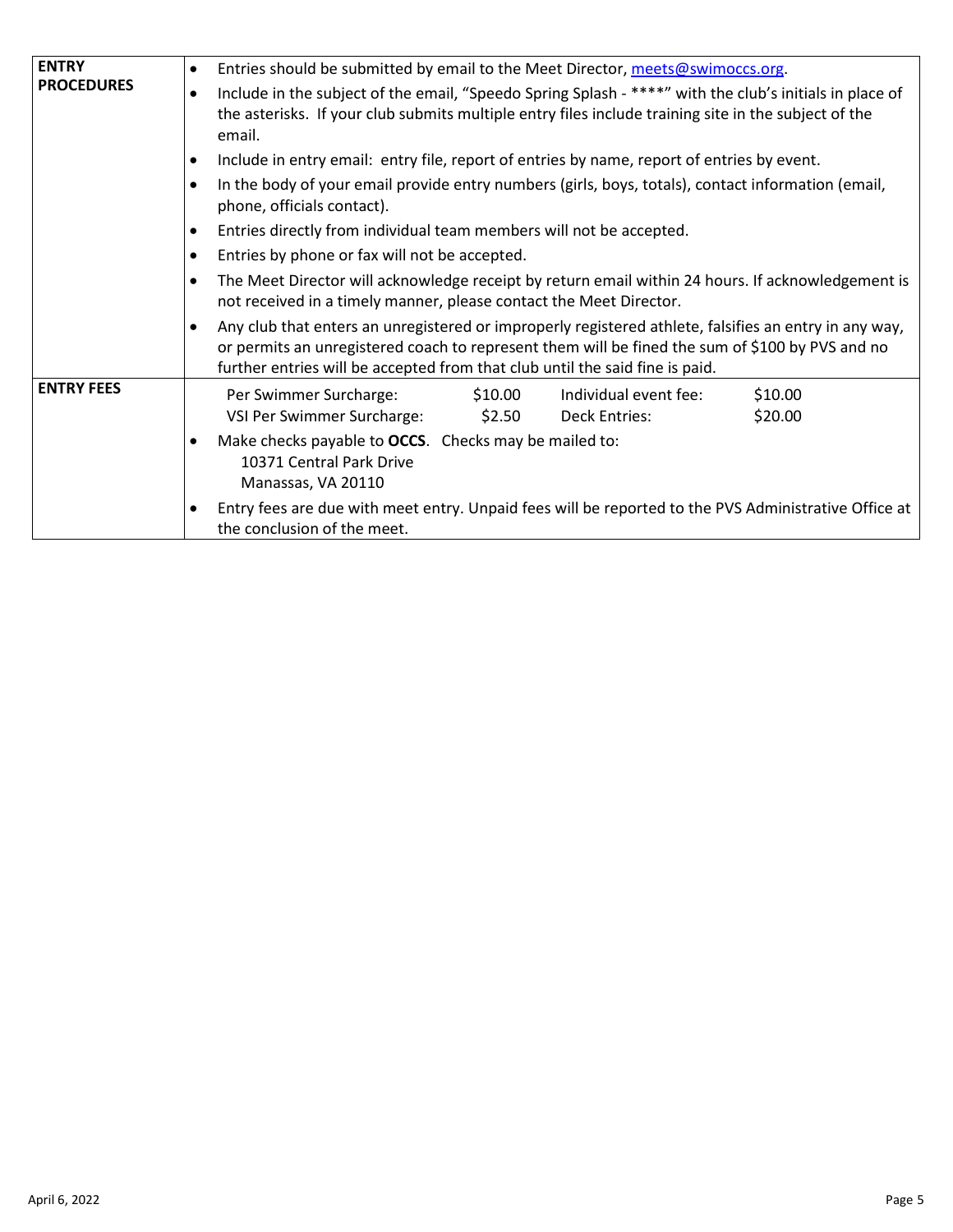| | |
|---|---|
| **ENTRY PROCEDURES** | • Entries should be submitted by email to the Meet Director, meets@swimoccs.org.<br>• Include in the subject of the email, "Speedo Spring Splash - ****" with the club's initials in place of the asterisks. If your club submits multiple entry files include training site in the subject of the email.<br>• Include in entry email: entry file, report of entries by name, report of entries by event.<br>• In the body of your email provide entry numbers (girls, boys, totals), contact information (email, phone, officials contact).<br>• Entries directly from individual team members will not be accepted.<br>• Entries by phone or fax will not be accepted.<br>• The Meet Director will acknowledge receipt by return email within 24 hours. If acknowledgement is not received in a timely manner, please contact the Meet Director.<br>• Any club that enters an unregistered or improperly registered athlete, falsifies an entry in any way, or permits an unregistered coach to represent them will be fined the sum of $100 by PVS and no further entries will be accepted from that club until the said fine is paid. |
| **ENTRY FEES** | Per Swimmer Surcharge: $10.00 — Individual event fee: $10.00<br>VSI Per Swimmer Surcharge: $2.50 — Deck Entries: $20.00<br>• Make checks payable to **OCCS**. Checks may be mailed to:<br>10371 Central Park Drive<br>Manassas, VA 20110<br>• Entry fees are due with meet entry. Unpaid fees will be reported to the PVS Administrative Office at the conclusion of the meet. |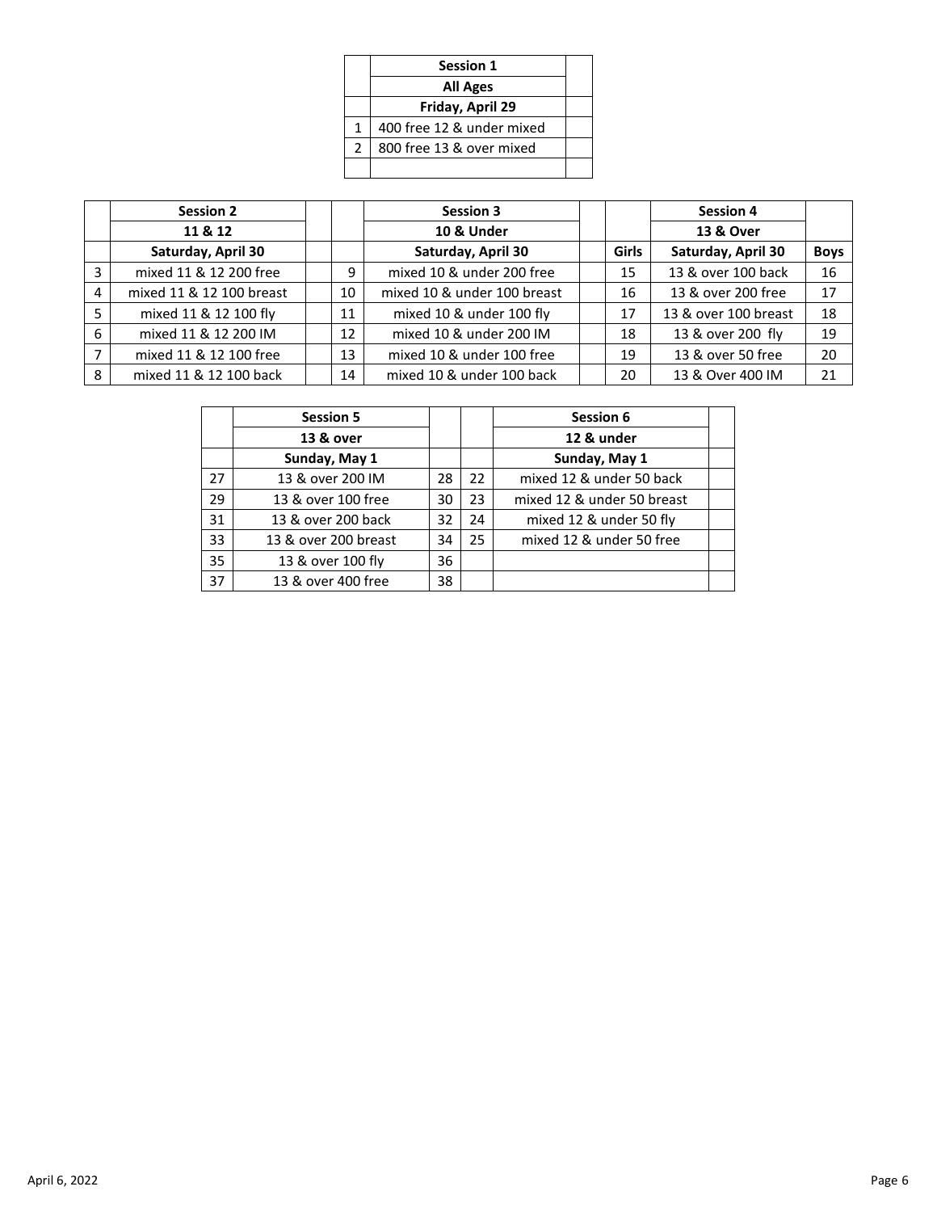| | Session 1 | |
|---|---|---|
| | All Ages | |
| | Friday, April 29 | |
| 1 | 400 free 12 & under mixed | |
| 2 | 800 free 13 & over mixed | |
| | | |

| | Session 2 | | | Session 3 | | | Session 4 | |
|---|---|---|---|---|---|---|---|---|
| | 11 & 12 | | | 10 & Under | | | 13 & Over | |
| | Saturday, April 30 | | | Saturday, April 30 | | Girls | Saturday, April 30 | Boys |
| 3 | mixed 11 & 12 200 free | | 9 | mixed 10 & under 200 free | | 15 | 13 & over 100 back | 16 |
| 4 | mixed 11 & 12 100 breast | | 10 | mixed 10 & under 100 breast | | 16 | 13 & over 200 free | 17 |
| 5 | mixed 11 & 12 100 fly | | 11 | mixed 10 & under 100 fly | | 17 | 13 & over 100 breast | 18 |
| 6 | mixed 11 & 12 200 IM | | 12 | mixed 10 & under 200 IM | | 18 | 13 & over 200 fly | 19 |
| 7 | mixed 11 & 12 100 free | | 13 | mixed 10 & under 100 free | | 19 | 13 & over 50 free | 20 |
| 8 | mixed 11 & 12 100 back | | 14 | mixed 10 & under 100 back | | 20 | 13 & Over 400 IM | 21 |

| | Session 5 | | | Session 6 | |
|---|---|---|---|---|---|
| | 13 & over | | | 12 & under | |
| | Sunday, May 1 | | | Sunday, May 1 | |
| 27 | 13 & over 200 IM | 28 | 22 | mixed 12 & under 50 back | |
| 29 | 13 & over 100 free | 30 | 23 | mixed 12 & under 50 breast | |
| 31 | 13 & over 200 back | 32 | 24 | mixed 12 & under 50 fly | |
| 33 | 13 & over 200 breast | 34 | 25 | mixed 12 & under 50 free | |
| 35 | 13 & over 100 fly | 36 | | | |
| 37 | 13 & over 400 free | 38 | | | |

April 6, 2022